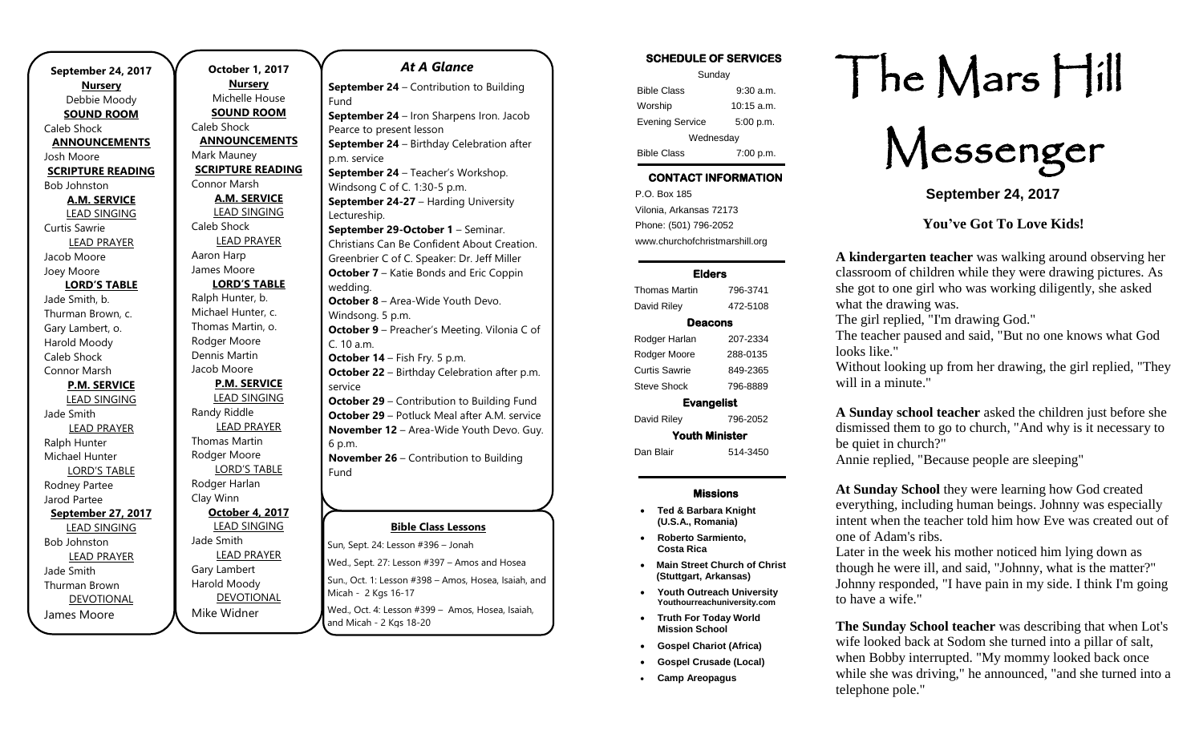**September 24, 2017**

**Nursery**

Debbie Moody

**SOUND ROOM**

Caleb Shock

**ANNOUNCEMENTS**

Josh Moore

**SCRIPTURE READING**

Bob Johnston

**A.M. SERVICE**

LEAD SINGING

Curtis Sawrie

LEAD PRAYER

Jacob Moore

Joey Moore

**LORD'S TABLE**

Jade Smith, b.

Thurman Brown, c.

Gary Lambert, o.

Harold Moody

Caleb Shock

Connor Marsh

**P.M. SERVICE**

LEAD SINGING

Jade Smith

LEAD PRAYER

Ralph Hunter

Michael Hunter

LORD'S TABLE

Rodney Partee

Jarod Partee

**September 27, 2017**

LEAD SINGING

Bob Johnston

LEAD PRAYER

Jade Smith

Thurman Brown

DEVOTIONAL

James Moore

**October 1, 2017**

**Nursery**

Michelle House

**SOUND ROOM**

Caleb Shock

**ANNOUNCEMENTS**

Mark Mauney

**SCRIPTURE READING**

Connor Marsh

**A.M. SERVICE**

LEAD SINGING

Caleb Shock

LEAD PRAYER

Aaron Harp

James Moore

**LORD'S TABLE**

Ralph Hunter, b.

Michael Hunter, c.

Thomas Martin, o.

Rodger Moore

Dennis Martin

Jacob Moore

**P.M. SERVICE**

LEAD SINGING

Randy Riddle

LEAD PRAYER

Thomas Martin

Rodger Moore

LORD'S TABLE

Rodger Harlan

Clay Winn

**October 4, 2017**

LEAD SINGING

Jade Smith

LEAD PRAYER

Gary Lambert

Harold Moody

DEVOTIONAL

Mike Widner

## *At A Glance*

**September 24** – Contribution to Building Fund

**September 24** – Iron Sharpens Iron. Jacob Pearce to present lesson

**September 24** – Birthday Celebration after p.m. service

**September 24** – Teacher's Workshop. Windsong C of C. 1:30-5 p.m.

**September 24-27** – Harding University Lectureship.

**September 29-October 1** – Seminar. Christians Can Be Confident About Creation. Greenbrier C of C. Speaker: Dr. Jeff Miller

**October 7** – Katie Bonds and Eric Coppin wedding.

**October 8** – Area-Wide Youth Devo. Windsong. 5 p.m.

**October 9** – Preacher's Meeting. Vilonia C of C. 10 a.m.

**October 14** – Fish Fry. 5 p.m.

**October 22** – Birthday Celebration after p.m. service

**October 29** – Contribution to Building Fund

**October 29** – Potluck Meal after A.M. service

**November 12** – Area-Wide Youth Devo. Guy. 6 p.m.

**November 26** – Contribution to Building Fund

### Bible Class Lessons

Sun, Sept. 24: Lesson #396 – Jonah

Wed., Sept. 27: Lesson #397 – Amos and Hosea

Sun., Oct. 1: Lesson #398 – Amos, Hosea, Isaiah, and Micah - 2 Kgs 16-17

Wed., Oct. 4: Lesson #399 – Amos, Hosea, Isaiah, and Micah - 2 Kgs 18-20

### SCHEDULE OF SERVICES

| Sunday | |
|---|---|
| Bible Class | 9:30 a.m. |
| Worship | 10:15 a.m. |
| Evening Service | 5:00 p.m. |
| Wednesday | |
| Bible Class | 7:00 p.m. |

### CONTACT INFORMATION

P.O. Box 185
Vilonia, Arkansas 72173
Phone: (501) 796-2052
www.churchofchristmarshill.org

### Elders

| | |
|---|---|
| Thomas Martin | 796-3741 |
| David Riley | 472-5108 |

### Deacons

| | |
|---|---|
| Rodger Harlan | 207-2334 |
| Rodger Moore | 288-0135 |
| Curtis Sawrie | 849-2365 |
| Steve Shock | 796-8889 |

### Evangelist

| | |
|---|---|
| David Riley | 796-2052 |

### Youth Minister

| | |
|---|---|
| Dan Blair | 514-3450 |

### Missions

- **Ted & Barbara Knight (U.S.A., Romania)**
- **Roberto Sarmiento, Costa Rica**
- **Main Street Church of Christ (Stuttgart, Arkansas)**
- **Youth Outreach University** Youthourreachuniversity.com
- **Truth For Today World Mission School**
- **Gospel Chariot (Africa)**
- **Gospel Crusade (Local)**
- **Camp Areopagus**

# The Mars Hill Messenger

**September 24, 2017**

## You've Got To Love Kids!

**A kindergarten teacher** was walking around observing her classroom of children while they were drawing pictures. As she got to one girl who was working diligently, she asked what the drawing was.

The girl replied, "I'm drawing God."

The teacher paused and said, "But no one knows what God looks like."

Without looking up from her drawing, the girl replied, "They will in a minute."

**A Sunday school teacher** asked the children just before she dismissed them to go to church, "And why is it necessary to be quiet in church?"

Annie replied, "Because people are sleeping"

**At Sunday School** they were learning how God created everything, including human beings. Johnny was especially intent when the teacher told him how Eve was created out of one of Adam's ribs.

Later in the week his mother noticed him lying down as though he were ill, and said, "Johnny, what is the matter?" Johnny responded, "I have pain in my side. I think I'm going to have a wife."

**The Sunday School teacher** was describing that when Lot's wife looked back at Sodom she turned into a pillar of salt, when Bobby interrupted. "My mommy looked back once while she was driving," he announced, "and she turned into a telephone pole."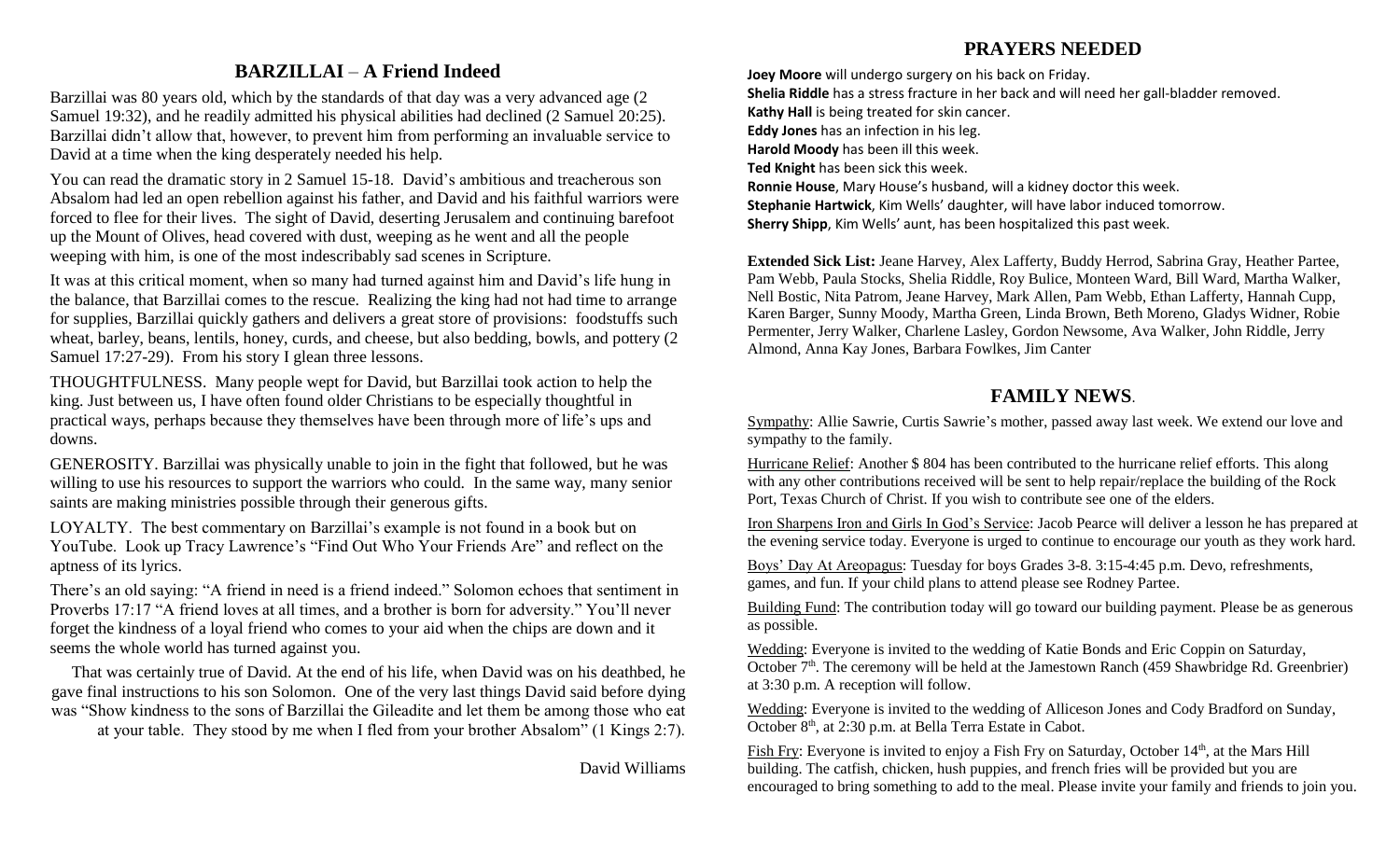## BARZILLAI – A Friend Indeed

Barzillai was 80 years old, which by the standards of that day was a very advanced age (2 Samuel 19:32), and he readily admitted his physical abilities had declined (2 Samuel 20:25). Barzillai didn't allow that, however, to prevent him from performing an invaluable service to David at a time when the king desperately needed his help.

You can read the dramatic story in 2 Samuel 15-18. David's ambitious and treacherous son Absalom had led an open rebellion against his father, and David and his faithful warriors were forced to flee for their lives. The sight of David, deserting Jerusalem and continuing barefoot up the Mount of Olives, head covered with dust, weeping as he went and all the people weeping with him, is one of the most indescribably sad scenes in Scripture.

It was at this critical moment, when so many had turned against him and David's life hung in the balance, that Barzillai comes to the rescue. Realizing the king had not had time to arrange for supplies, Barzillai quickly gathers and delivers a great store of provisions: foodstuffs such wheat, barley, beans, lentils, honey, curds, and cheese, but also bedding, bowls, and pottery (2 Samuel 17:27-29). From his story I glean three lessons.

THOUGHTFULNESS. Many people wept for David, but Barzillai took action to help the king. Just between us, I have often found older Christians to be especially thoughtful in practical ways, perhaps because they themselves have been through more of life's ups and downs.

GENEROSITY. Barzillai was physically unable to join in the fight that followed, but he was willing to use his resources to support the warriors who could. In the same way, many senior saints are making ministries possible through their generous gifts.

LOYALTY. The best commentary on Barzillai's example is not found in a book but on YouTube. Look up Tracy Lawrence's "Find Out Who Your Friends Are" and reflect on the aptness of its lyrics.

There's an old saying: "A friend in need is a friend indeed." Solomon echoes that sentiment in Proverbs 17:17 "A friend loves at all times, and a brother is born for adversity." You'll never forget the kindness of a loyal friend who comes to your aid when the chips are down and it seems the whole world has turned against you.

That was certainly true of David. At the end of his life, when David was on his deathbed, he gave final instructions to his son Solomon. One of the very last things David said before dying was "Show kindness to the sons of Barzillai the Gileadite and let them be among those who eat at your table. They stood by me when I fled from your brother Absalom" (1 Kings 2:7).

David Williams

## PRAYERS NEEDED

**Joey Moore** will undergo surgery on his back on Friday.
**Shelia Riddle** has a stress fracture in her back and will need her gall-bladder removed.
**Kathy Hall** is being treated for skin cancer.
**Eddy Jones** has an infection in his leg.
**Harold Moody** has been ill this week.
**Ted Knight** has been sick this week.
**Ronnie House**, Mary House's husband, will a kidney doctor this week.
**Stephanie Hartwick**, Kim Wells' daughter, will have labor induced tomorrow.
**Sherry Shipp**, Kim Wells' aunt, has been hospitalized this past week.

**Extended Sick List:** Jeane Harvey, Alex Lafferty, Buddy Herrod, Sabrina Gray, Heather Partee, Pam Webb, Paula Stocks, Shelia Riddle, Roy Bulice, Monteen Ward, Bill Ward, Martha Walker, Nell Bostic, Nita Patrom, Jeane Harvey, Mark Allen, Pam Webb, Ethan Lafferty, Hannah Cupp, Karen Barger, Sunny Moody, Martha Green, Linda Brown, Beth Moreno, Gladys Widner, Robie Permenter, Jerry Walker, Charlene Lasley, Gordon Newsome, Ava Walker, John Riddle, Jerry Almond, Anna Kay Jones, Barbara Fowlkes, Jim Canter

## FAMILY NEWS.

Sympathy: Allie Sawrie, Curtis Sawrie's mother, passed away last week. We extend our love and sympathy to the family.

Hurricane Relief: Another $ 804 has been contributed to the hurricane relief efforts. This along with any other contributions received will be sent to help repair/replace the building of the Rock Port, Texas Church of Christ. If you wish to contribute see one of the elders.

Iron Sharpens Iron and Girls In God's Service: Jacob Pearce will deliver a lesson he has prepared at the evening service today. Everyone is urged to continue to encourage our youth as they work hard.

Boys' Day At Areopagus: Tuesday for boys Grades 3-8. 3:15-4:45 p.m. Devo, refreshments, games, and fun. If your child plans to attend please see Rodney Partee.

Building Fund: The contribution today will go toward our building payment. Please be as generous as possible.

Wedding: Everyone is invited to the wedding of Katie Bonds and Eric Coppin on Saturday, October 7th. The ceremony will be held at the Jamestown Ranch (459 Shawbridge Rd. Greenbrier) at 3:30 p.m. A reception will follow.

Wedding: Everyone is invited to the wedding of Alliceson Jones and Cody Bradford on Sunday, October 8th, at 2:30 p.m. at Bella Terra Estate in Cabot.

Fish Fry: Everyone is invited to enjoy a Fish Fry on Saturday, October 14th, at the Mars Hill building. The catfish, chicken, hush puppies, and french fries will be provided but you are encouraged to bring something to add to the meal. Please invite your family and friends to join you.